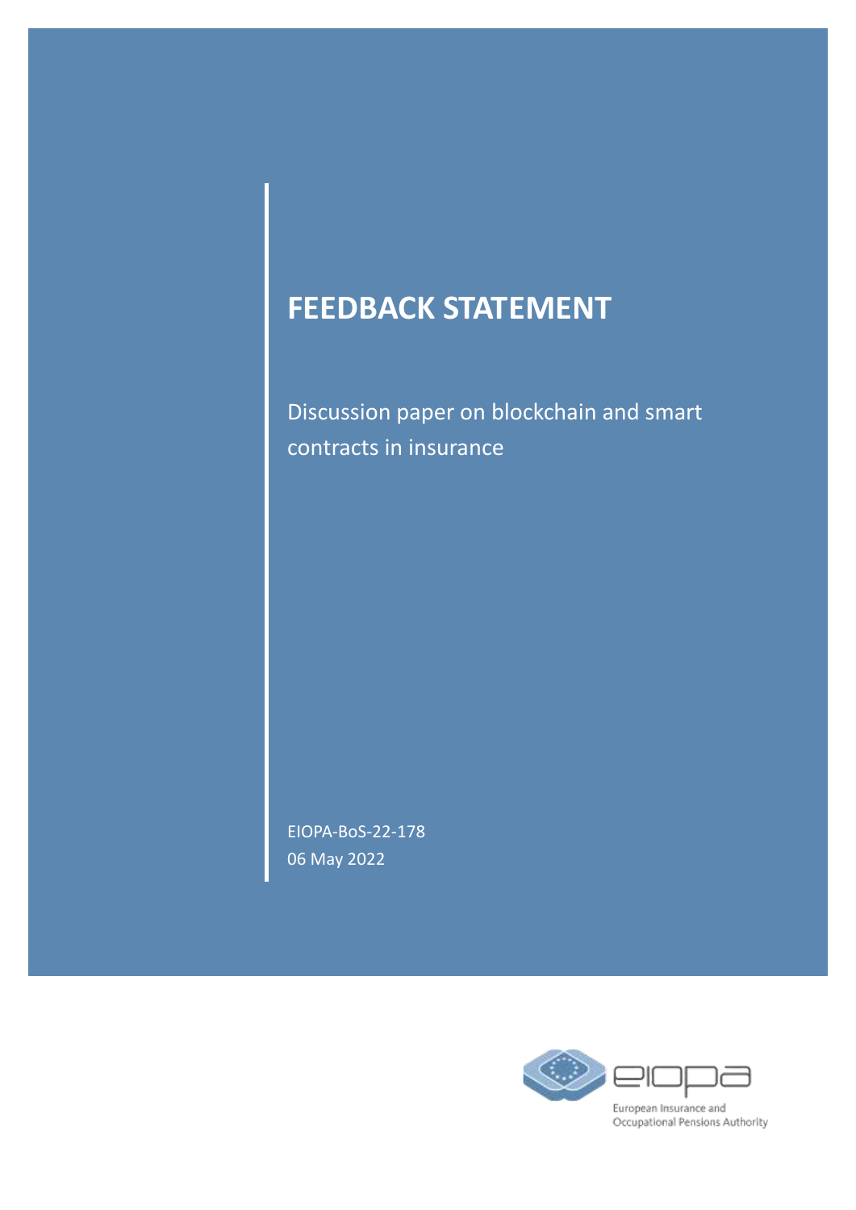# FEEDBACK STATEMENT

Discussion paper on blockchain and smart contracts in insurance

EIOPA-BoS-22-178
06 May 2022

European Insurance and Occupational Pensions Authority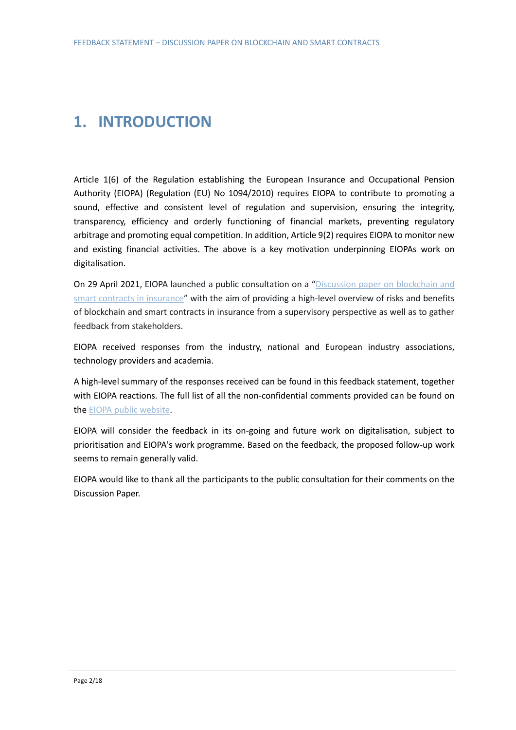# 1. INTRODUCTION

Article 1(6) of the Regulation establishing the European Insurance and Occupational Pension Authority (EIOPA) (Regulation (EU) No 1094/2010) requires EIOPA to contribute to promoting a sound, effective and consistent level of regulation and supervision, ensuring the integrity, transparency, efficiency and orderly functioning of financial markets, preventing regulatory arbitrage and promoting equal competition. In addition, Article 9(2) requires EIOPA to monitor new and existing financial activities. The above is a key motivation underpinning EIOPAs work on digitalisation.

On 29 April 2021, EIOPA launched a public consultation on a "Discussion paper on blockchain and smart contracts in insurance" with the aim of providing a high-level overview of risks and benefits of blockchain and smart contracts in insurance from a supervisory perspective as well as to gather feedback from stakeholders.

EIOPA received responses from the industry, national and European industry associations, technology providers and academia.

A high-level summary of the responses received can be found in this feedback statement, together with EIOPA reactions. The full list of all the non-confidential comments provided can be found on the EIOPA public website.

EIOPA will consider the feedback in its on-going and future work on digitalisation, subject to prioritisation and EIOPA's work programme. Based on the feedback, the proposed follow-up work seems to remain generally valid.

EIOPA would like to thank all the participants to the public consultation for their comments on the Discussion Paper.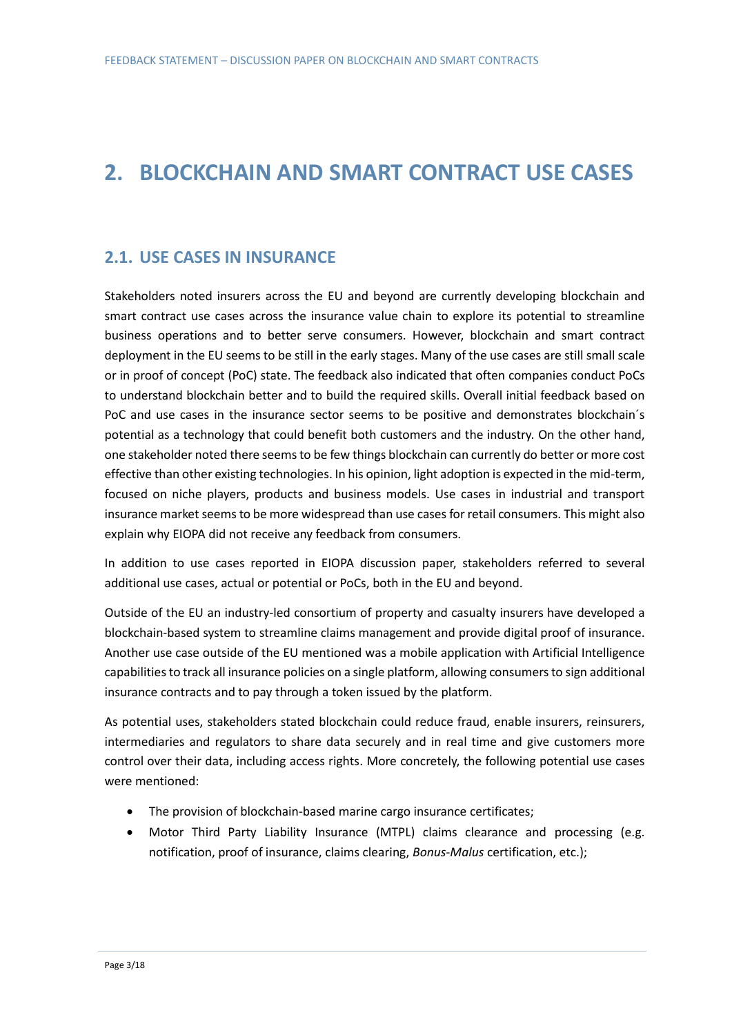# 2. BLOCKCHAIN AND SMART CONTRACT USE CASES

## 2.1. USE CASES IN INSURANCE

Stakeholders noted insurers across the EU and beyond are currently developing blockchain and smart contract use cases across the insurance value chain to explore its potential to streamline business operations and to better serve consumers. However, blockchain and smart contract deployment in the EU seems to be still in the early stages. Many of the use cases are still small scale or in proof of concept (PoC) state. The feedback also indicated that often companies conduct PoCs to understand blockchain better and to build the required skills. Overall initial feedback based on PoC and use cases in the insurance sector seems to be positive and demonstrates blockchain´s potential as a technology that could benefit both customers and the industry. On the other hand, one stakeholder noted there seems to be few things blockchain can currently do better or more cost effective than other existing technologies. In his opinion, light adoption is expected in the mid-term, focused on niche players, products and business models. Use cases in industrial and transport insurance market seems to be more widespread than use cases for retail consumers. This might also explain why EIOPA did not receive any feedback from consumers.

In addition to use cases reported in EIOPA discussion paper, stakeholders referred to several additional use cases, actual or potential or PoCs, both in the EU and beyond.

Outside of the EU an industry-led consortium of property and casualty insurers have developed a blockchain-based system to streamline claims management and provide digital proof of insurance. Another use case outside of the EU mentioned was a mobile application with Artificial Intelligence capabilities to track all insurance policies on a single platform, allowing consumers to sign additional insurance contracts and to pay through a token issued by the platform.

As potential uses, stakeholders stated blockchain could reduce fraud, enable insurers, reinsurers, intermediaries and regulators to share data securely and in real time and give customers more control over their data, including access rights. More concretely, the following potential use cases were mentioned:

- The provision of blockchain-based marine cargo insurance certificates;
- Motor Third Party Liability Insurance (MTPL) claims clearance and processing (e.g. notification, proof of insurance, claims clearing, *Bonus-Malus* certification, etc.);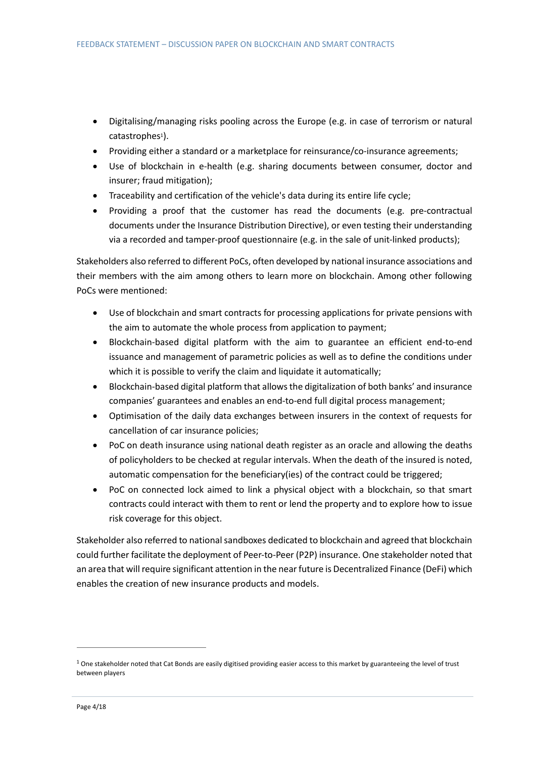- Digitalising/managing risks pooling across the Europe (e.g. in case of terrorism or natural catastrophes[1]).
- Providing either a standard or a marketplace for reinsurance/co-insurance agreements;
- Use of blockchain in e-health (e.g. sharing documents between consumer, doctor and insurer; fraud mitigation);
- Traceability and certification of the vehicle's data during its entire life cycle;
- Providing a proof that the customer has read the documents (e.g. pre-contractual documents under the Insurance Distribution Directive), or even testing their understanding via a recorded and tamper-proof questionnaire (e.g. in the sale of unit-linked products);

Stakeholders also referred to different PoCs, often developed by national insurance associations and their members with the aim among others to learn more on blockchain. Among other following PoCs were mentioned:

- Use of blockchain and smart contracts for processing applications for private pensions with the aim to automate the whole process from application to payment;
- Blockchain-based digital platform with the aim to guarantee an efficient end-to-end issuance and management of parametric policies as well as to define the conditions under which it is possible to verify the claim and liquidate it automatically;
- Blockchain-based digital platform that allows the digitalization of both banks' and insurance companies' guarantees and enables an end-to-end full digital process management;
- Optimisation of the daily data exchanges between insurers in the context of requests for cancellation of car insurance policies;
- PoC on death insurance using national death register as an oracle and allowing the deaths of policyholders to be checked at regular intervals. When the death of the insured is noted, automatic compensation for the beneficiary(ies) of the contract could be triggered;
- PoC on connected lock aimed to link a physical object with a blockchain, so that smart contracts could interact with them to rent or lend the property and to explore how to issue risk coverage for this object.

Stakeholder also referred to national sandboxes dedicated to blockchain and agreed that blockchain could further facilitate the deployment of Peer-to-Peer (P2P) insurance. One stakeholder noted that an area that will require significant attention in the near future is Decentralized Finance (DeFi) which enables the creation of new insurance products and models.

---

[1] One stakeholder noted that Cat Bonds are easily digitised providing easier access to this market by guaranteeing the level of trust between players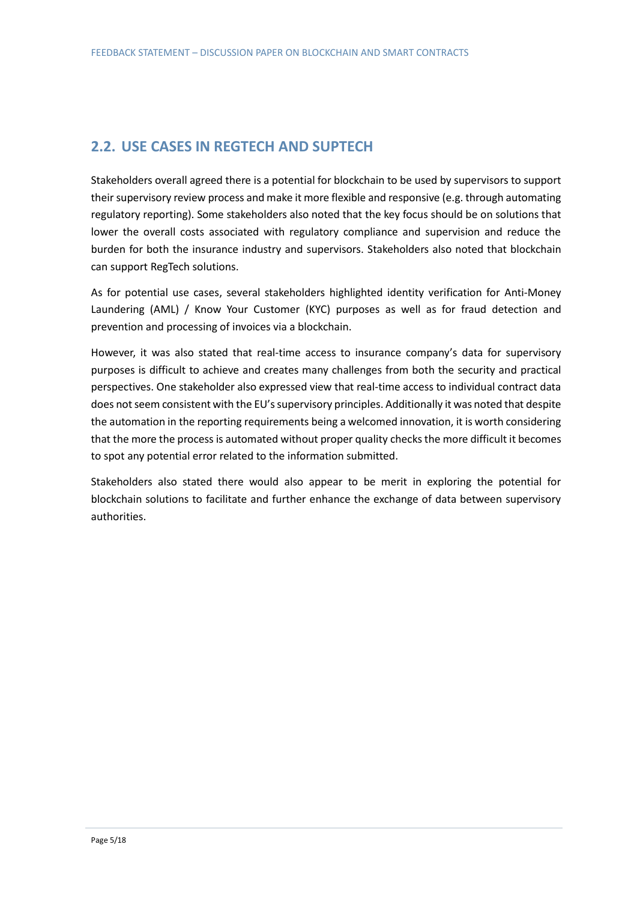## 2.2. USE CASES IN REGTECH AND SUPTECH

Stakeholders overall agreed there is a potential for blockchain to be used by supervisors to support their supervisory review process and make it more flexible and responsive (e.g. through automating regulatory reporting). Some stakeholders also noted that the key focus should be on solutions that lower the overall costs associated with regulatory compliance and supervision and reduce the burden for both the insurance industry and supervisors. Stakeholders also noted that blockchain can support RegTech solutions.

As for potential use cases, several stakeholders highlighted identity verification for Anti-Money Laundering (AML) / Know Your Customer (KYC) purposes as well as for fraud detection and prevention and processing of invoices via a blockchain.

However, it was also stated that real-time access to insurance company's data for supervisory purposes is difficult to achieve and creates many challenges from both the security and practical perspectives. One stakeholder also expressed view that real-time access to individual contract data does not seem consistent with the EU's supervisory principles. Additionally it was noted that despite the automation in the reporting requirements being a welcomed innovation, it is worth considering that the more the process is automated without proper quality checks the more difficult it becomes to spot any potential error related to the information submitted.

Stakeholders also stated there would also appear to be merit in exploring the potential for blockchain solutions to facilitate and further enhance the exchange of data between supervisory authorities.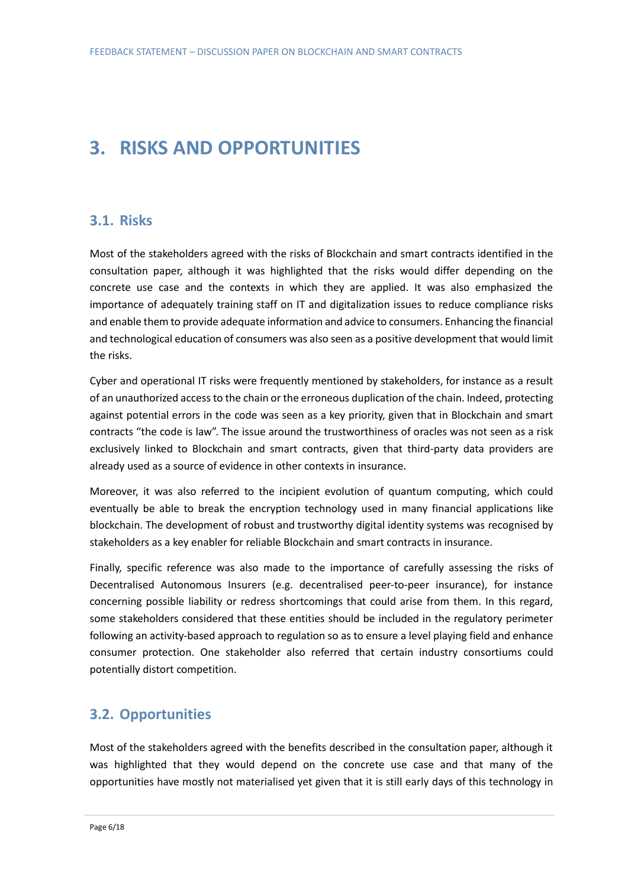# 3. RISKS AND OPPORTUNITIES

## 3.1. Risks

Most of the stakeholders agreed with the risks of Blockchain and smart contracts identified in the consultation paper, although it was highlighted that the risks would differ depending on the concrete use case and the contexts in which they are applied. It was also emphasized the importance of adequately training staff on IT and digitalization issues to reduce compliance risks and enable them to provide adequate information and advice to consumers. Enhancing the financial and technological education of consumers was also seen as a positive development that would limit the risks.

Cyber and operational IT risks were frequently mentioned by stakeholders, for instance as a result of an unauthorized access to the chain or the erroneous duplication of the chain. Indeed, protecting against potential errors in the code was seen as a key priority, given that in Blockchain and smart contracts "the code is law". The issue around the trustworthiness of oracles was not seen as a risk exclusively linked to Blockchain and smart contracts, given that third-party data providers are already used as a source of evidence in other contexts in insurance.

Moreover, it was also referred to the incipient evolution of quantum computing, which could eventually be able to break the encryption technology used in many financial applications like blockchain. The development of robust and trustworthy digital identity systems was recognised by stakeholders as a key enabler for reliable Blockchain and smart contracts in insurance.

Finally, specific reference was also made to the importance of carefully assessing the risks of Decentralised Autonomous Insurers (e.g. decentralised peer-to-peer insurance), for instance concerning possible liability or redress shortcomings that could arise from them. In this regard, some stakeholders considered that these entities should be included in the regulatory perimeter following an activity-based approach to regulation so as to ensure a level playing field and enhance consumer protection. One stakeholder also referred that certain industry consortiums could potentially distort competition.

## 3.2. Opportunities

Most of the stakeholders agreed with the benefits described in the consultation paper, although it was highlighted that they would depend on the concrete use case and that many of the opportunities have mostly not materialised yet given that it is still early days of this technology in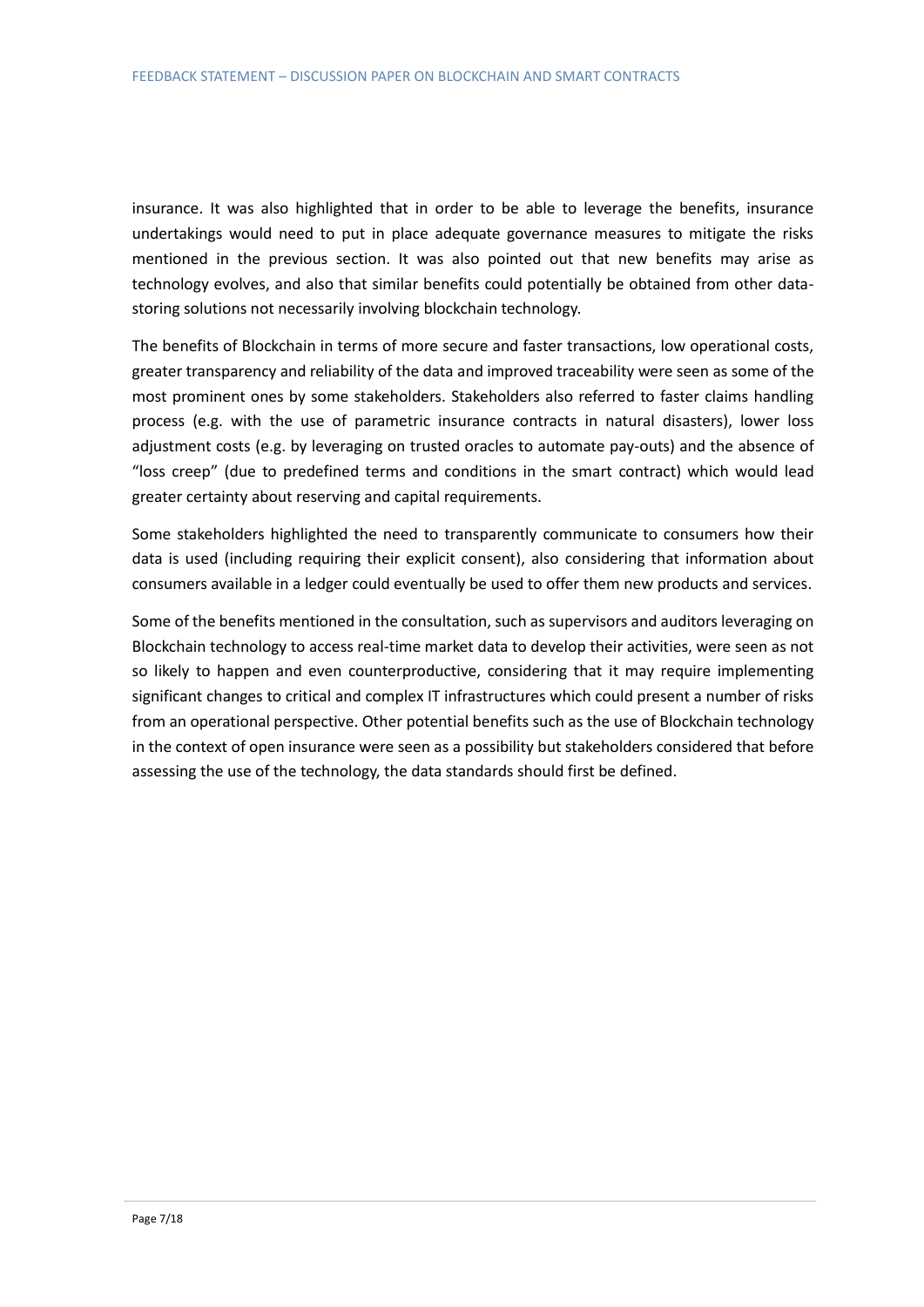insurance. It was also highlighted that in order to be able to leverage the benefits, insurance undertakings would need to put in place adequate governance measures to mitigate the risks mentioned in the previous section. It was also pointed out that new benefits may arise as technology evolves, and also that similar benefits could potentially be obtained from other data-storing solutions not necessarily involving blockchain technology.

The benefits of Blockchain in terms of more secure and faster transactions, low operational costs, greater transparency and reliability of the data and improved traceability were seen as some of the most prominent ones by some stakeholders. Stakeholders also referred to faster claims handling process (e.g. with the use of parametric insurance contracts in natural disasters), lower loss adjustment costs (e.g. by leveraging on trusted oracles to automate pay-outs) and the absence of "loss creep" (due to predefined terms and conditions in the smart contract) which would lead greater certainty about reserving and capital requirements.

Some stakeholders highlighted the need to transparently communicate to consumers how their data is used (including requiring their explicit consent), also considering that information about consumers available in a ledger could eventually be used to offer them new products and services.

Some of the benefits mentioned in the consultation, such as supervisors and auditors leveraging on Blockchain technology to access real-time market data to develop their activities, were seen as not so likely to happen and even counterproductive, considering that it may require implementing significant changes to critical and complex IT infrastructures which could present a number of risks from an operational perspective. Other potential benefits such as the use of Blockchain technology in the context of open insurance were seen as a possibility but stakeholders considered that before assessing the use of the technology, the data standards should first be defined.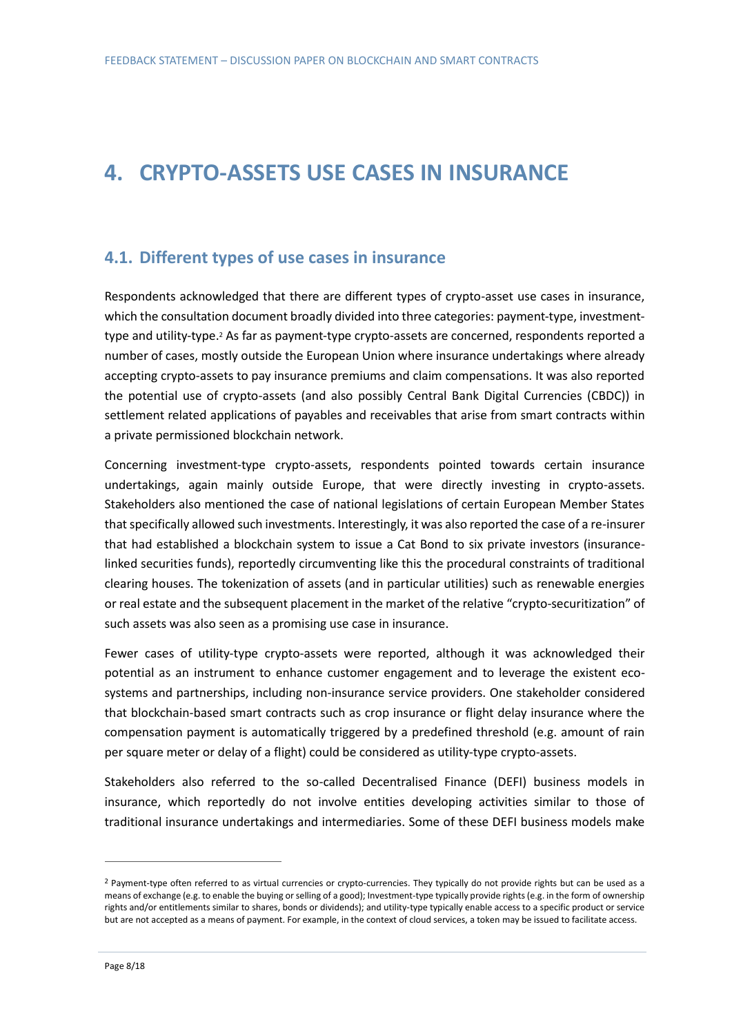# 4. CRYPTO-ASSETS USE CASES IN INSURANCE

## 4.1. Different types of use cases in insurance

Respondents acknowledged that there are different types of crypto-asset use cases in insurance, which the consultation document broadly divided into three categories: payment-type, investment-type and utility-type.[2] As far as payment-type crypto-assets are concerned, respondents reported a number of cases, mostly outside the European Union where insurance undertakings where already accepting crypto-assets to pay insurance premiums and claim compensations. It was also reported the potential use of crypto-assets (and also possibly Central Bank Digital Currencies (CBDC)) in settlement related applications of payables and receivables that arise from smart contracts within a private permissioned blockchain network.

Concerning investment-type crypto-assets, respondents pointed towards certain insurance undertakings, again mainly outside Europe, that were directly investing in crypto-assets. Stakeholders also mentioned the case of national legislations of certain European Member States that specifically allowed such investments. Interestingly, it was also reported the case of a re-insurer that had established a blockchain system to issue a Cat Bond to six private investors (insurance-linked securities funds), reportedly circumventing like this the procedural constraints of traditional clearing houses. The tokenization of assets (and in particular utilities) such as renewable energies or real estate and the subsequent placement in the market of the relative "crypto-securitization" of such assets was also seen as a promising use case in insurance.

Fewer cases of utility-type crypto-assets were reported, although it was acknowledged their potential as an instrument to enhance customer engagement and to leverage the existent eco-systems and partnerships, including non-insurance service providers. One stakeholder considered that blockchain-based smart contracts such as crop insurance or flight delay insurance where the compensation payment is automatically triggered by a predefined threshold (e.g. amount of rain per square meter or delay of a flight) could be considered as utility-type crypto-assets.

Stakeholders also referred to the so-called Decentralised Finance (DEFI) business models in insurance, which reportedly do not involve entities developing activities similar to those of traditional insurance undertakings and intermediaries. Some of these DEFI business models make

---

[2] Payment-type often referred to as virtual currencies or crypto-currencies. They typically do not provide rights but can be used as a means of exchange (e.g. to enable the buying or selling of a good); Investment-type typically provide rights (e.g. in the form of ownership rights and/or entitlements similar to shares, bonds or dividends); and utility-type typically enable access to a specific product or service but are not accepted as a means of payment. For example, in the context of cloud services, a token may be issued to facilitate access.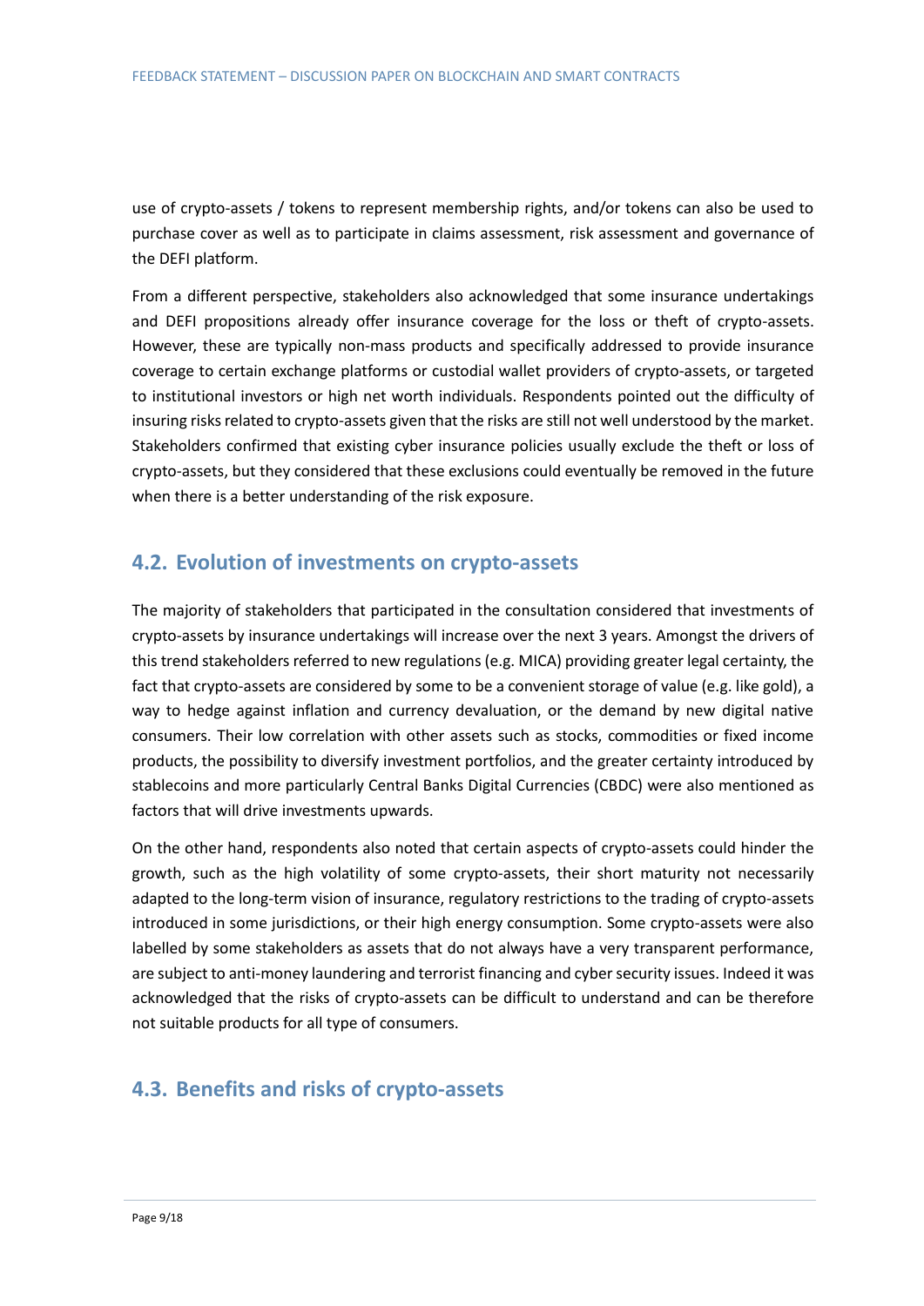use of crypto-assets / tokens to represent membership rights, and/or tokens can also be used to purchase cover as well as to participate in claims assessment, risk assessment and governance of the DEFI platform.

From a different perspective, stakeholders also acknowledged that some insurance undertakings and DEFI propositions already offer insurance coverage for the loss or theft of crypto-assets. However, these are typically non-mass products and specifically addressed to provide insurance coverage to certain exchange platforms or custodial wallet providers of crypto-assets, or targeted to institutional investors or high net worth individuals. Respondents pointed out the difficulty of insuring risks related to crypto-assets given that the risks are still not well understood by the market. Stakeholders confirmed that existing cyber insurance policies usually exclude the theft or loss of crypto-assets, but they considered that these exclusions could eventually be removed in the future when there is a better understanding of the risk exposure.

## 4.2. Evolution of investments on crypto-assets

The majority of stakeholders that participated in the consultation considered that investments of crypto-assets by insurance undertakings will increase over the next 3 years. Amongst the drivers of this trend stakeholders referred to new regulations (e.g. MICA) providing greater legal certainty, the fact that crypto-assets are considered by some to be a convenient storage of value (e.g. like gold), a way to hedge against inflation and currency devaluation, or the demand by new digital native consumers. Their low correlation with other assets such as stocks, commodities or fixed income products, the possibility to diversify investment portfolios, and the greater certainty introduced by stablecoins and more particularly Central Banks Digital Currencies (CBDC) were also mentioned as factors that will drive investments upwards.

On the other hand, respondents also noted that certain aspects of crypto-assets could hinder the growth, such as the high volatility of some crypto-assets, their short maturity not necessarily adapted to the long-term vision of insurance, regulatory restrictions to the trading of crypto-assets introduced in some jurisdictions, or their high energy consumption. Some crypto-assets were also labelled by some stakeholders as assets that do not always have a very transparent performance, are subject to anti-money laundering and terrorist financing and cyber security issues. Indeed it was acknowledged that the risks of crypto-assets can be difficult to understand and can be therefore not suitable products for all type of consumers.

## 4.3. Benefits and risks of crypto-assets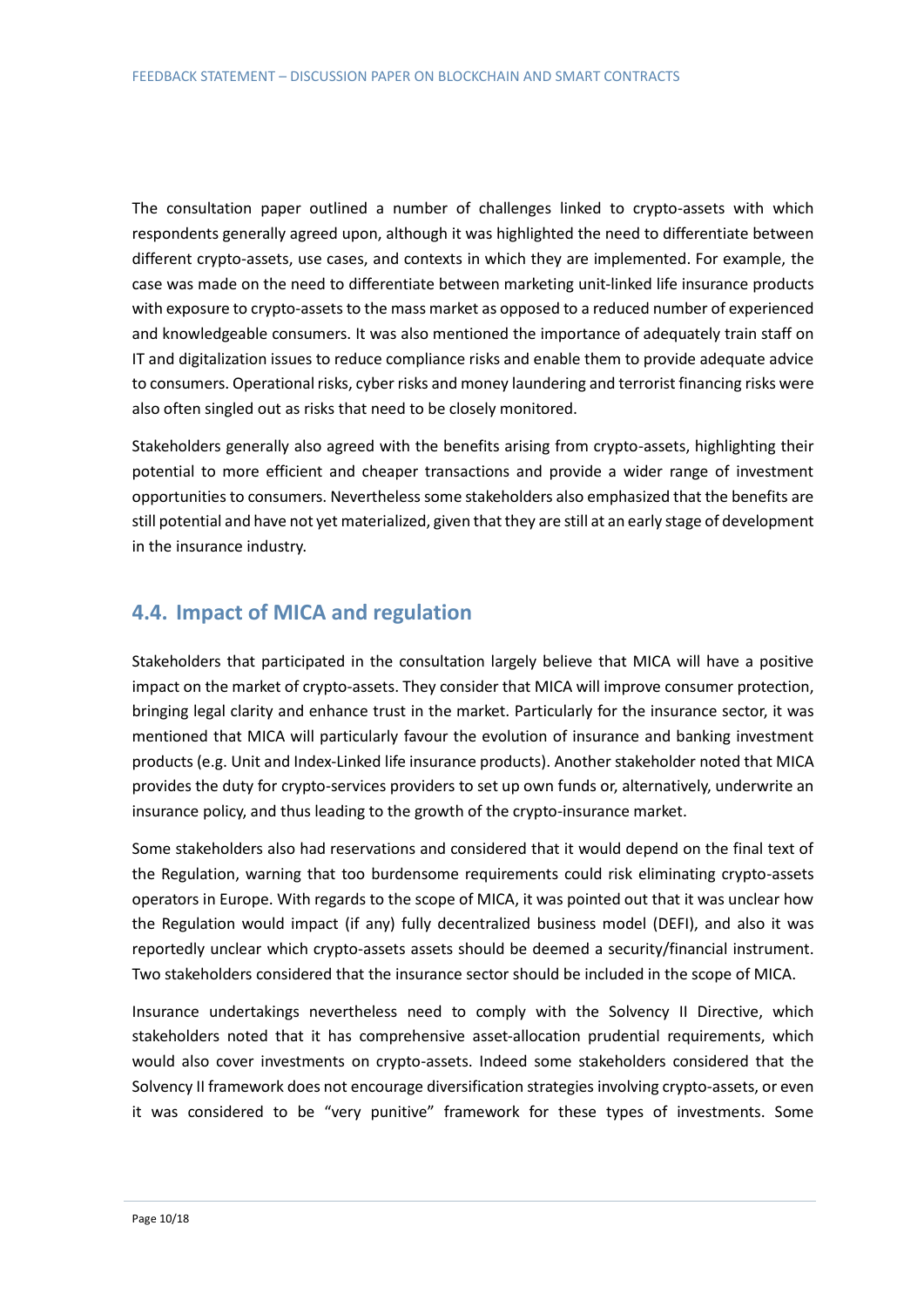The consultation paper outlined a number of challenges linked to crypto-assets with which respondents generally agreed upon, although it was highlighted the need to differentiate between different crypto-assets, use cases, and contexts in which they are implemented. For example, the case was made on the need to differentiate between marketing unit-linked life insurance products with exposure to crypto-assets to the mass market as opposed to a reduced number of experienced and knowledgeable consumers. It was also mentioned the importance of adequately train staff on IT and digitalization issues to reduce compliance risks and enable them to provide adequate advice to consumers. Operational risks, cyber risks and money laundering and terrorist financing risks were also often singled out as risks that need to be closely monitored.

Stakeholders generally also agreed with the benefits arising from crypto-assets, highlighting their potential to more efficient and cheaper transactions and provide a wider range of investment opportunities to consumers. Nevertheless some stakeholders also emphasized that the benefits are still potential and have not yet materialized, given that they are still at an early stage of development in the insurance industry.

## 4.4. Impact of MICA and regulation

Stakeholders that participated in the consultation largely believe that MICA will have a positive impact on the market of crypto-assets. They consider that MICA will improve consumer protection, bringing legal clarity and enhance trust in the market. Particularly for the insurance sector, it was mentioned that MICA will particularly favour the evolution of insurance and banking investment products (e.g. Unit and Index-Linked life insurance products). Another stakeholder noted that MICA provides the duty for crypto-services providers to set up own funds or, alternatively, underwrite an insurance policy, and thus leading to the growth of the crypto-insurance market.

Some stakeholders also had reservations and considered that it would depend on the final text of the Regulation, warning that too burdensome requirements could risk eliminating crypto-assets operators in Europe. With regards to the scope of MICA, it was pointed out that it was unclear how the Regulation would impact (if any) fully decentralized business model (DEFI), and also it was reportedly unclear which crypto-assets assets should be deemed a security/financial instrument. Two stakeholders considered that the insurance sector should be included in the scope of MICA.

Insurance undertakings nevertheless need to comply with the Solvency II Directive, which stakeholders noted that it has comprehensive asset-allocation prudential requirements, which would also cover investments on crypto-assets. Indeed some stakeholders considered that the Solvency II framework does not encourage diversification strategies involving crypto-assets, or even it was considered to be "very punitive" framework for these types of investments. Some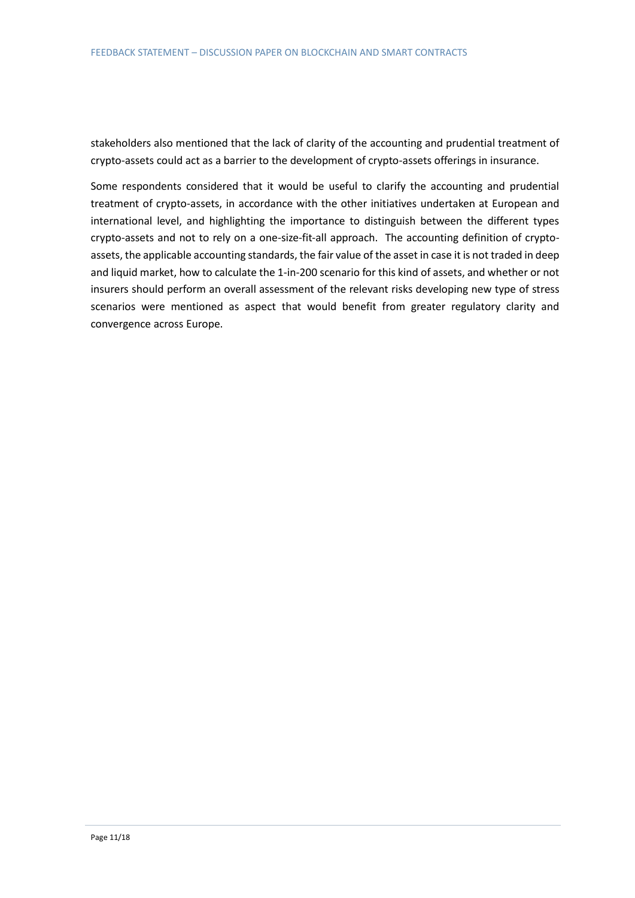stakeholders also mentioned that the lack of clarity of the accounting and prudential treatment of crypto-assets could act as a barrier to the development of crypto-assets offerings in insurance.

Some respondents considered that it would be useful to clarify the accounting and prudential treatment of crypto-assets, in accordance with the other initiatives undertaken at European and international level, and highlighting the importance to distinguish between the different types crypto-assets and not to rely on a one-size-fit-all approach. The accounting definition of crypto-assets, the applicable accounting standards, the fair value of the asset in case it is not traded in deep and liquid market, how to calculate the 1-in-200 scenario for this kind of assets, and whether or not insurers should perform an overall assessment of the relevant risks developing new type of stress scenarios were mentioned as aspect that would benefit from greater regulatory clarity and convergence across Europe.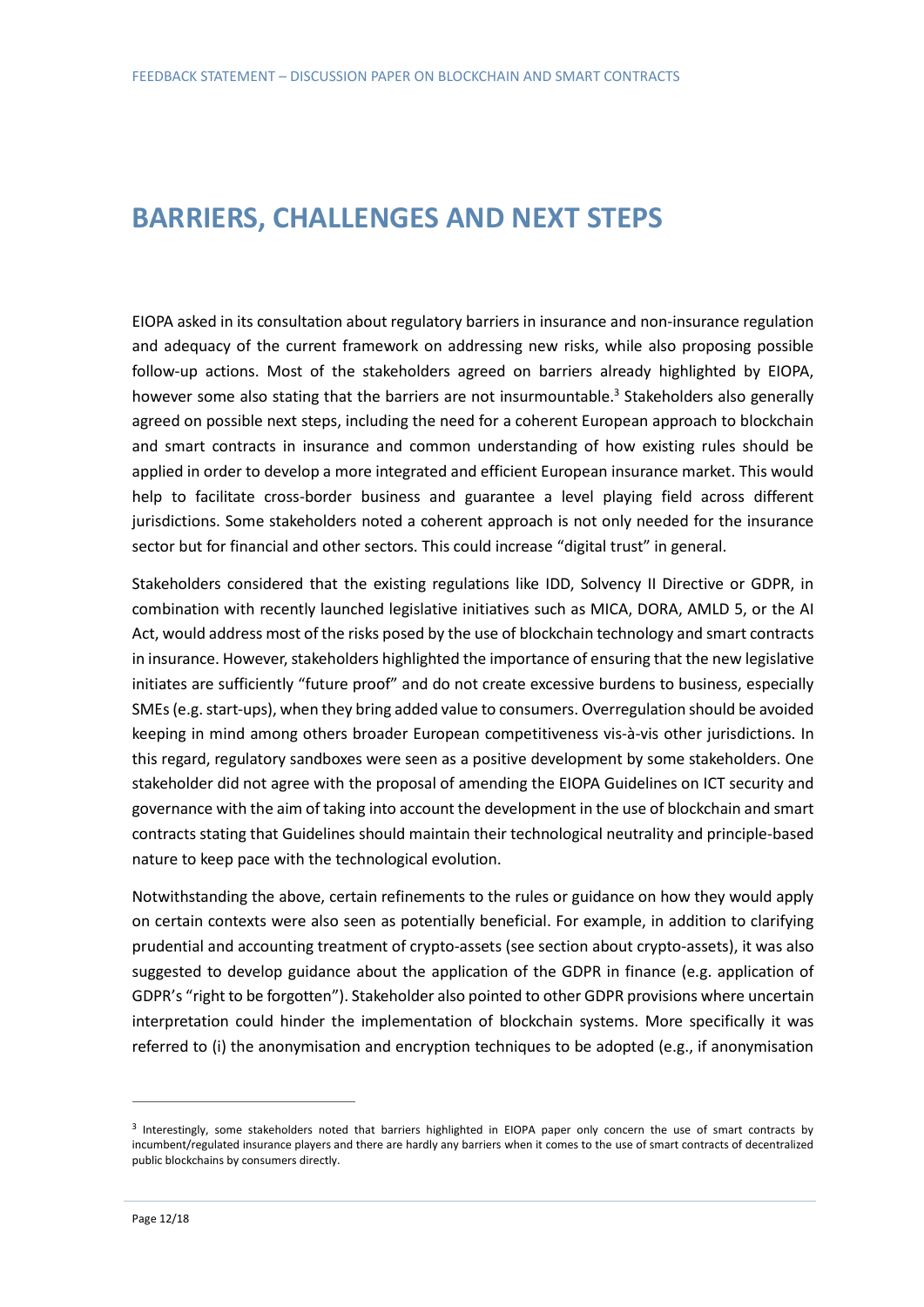# BARRIERS, CHALLENGES AND NEXT STEPS

EIOPA asked in its consultation about regulatory barriers in insurance and non-insurance regulation and adequacy of the current framework on addressing new risks, while also proposing possible follow-up actions. Most of the stakeholders agreed on barriers already highlighted by EIOPA, however some also stating that the barriers are not insurmountable.[3] Stakeholders also generally agreed on possible next steps, including the need for a coherent European approach to blockchain and smart contracts in insurance and common understanding of how existing rules should be applied in order to develop a more integrated and efficient European insurance market. This would help to facilitate cross-border business and guarantee a level playing field across different jurisdictions. Some stakeholders noted a coherent approach is not only needed for the insurance sector but for financial and other sectors. This could increase "digital trust" in general.

Stakeholders considered that the existing regulations like IDD, Solvency II Directive or GDPR, in combination with recently launched legislative initiatives such as MICA, DORA, AMLD 5, or the AI Act, would address most of the risks posed by the use of blockchain technology and smart contracts in insurance. However, stakeholders highlighted the importance of ensuring that the new legislative initiates are sufficiently "future proof" and do not create excessive burdens to business, especially SMEs (e.g. start-ups), when they bring added value to consumers. Overregulation should be avoided keeping in mind among others broader European competitiveness vis-à-vis other jurisdictions. In this regard, regulatory sandboxes were seen as a positive development by some stakeholders. One stakeholder did not agree with the proposal of amending the EIOPA Guidelines on ICT security and governance with the aim of taking into account the development in the use of blockchain and smart contracts stating that Guidelines should maintain their technological neutrality and principle-based nature to keep pace with the technological evolution.

Notwithstanding the above, certain refinements to the rules or guidance on how they would apply on certain contexts were also seen as potentially beneficial. For example, in addition to clarifying prudential and accounting treatment of crypto-assets (see section about crypto-assets), it was also suggested to develop guidance about the application of the GDPR in finance (e.g. application of GDPR's "right to be forgotten"). Stakeholder also pointed to other GDPR provisions where uncertain interpretation could hinder the implementation of blockchain systems. More specifically it was referred to (i) the anonymisation and encryption techniques to be adopted (e.g., if anonymisation

[3] Interestingly, some stakeholders noted that barriers highlighted in EIOPA paper only concern the use of smart contracts by incumbent/regulated insurance players and there are hardly any barriers when it comes to the use of smart contracts of decentralized public blockchains by consumers directly.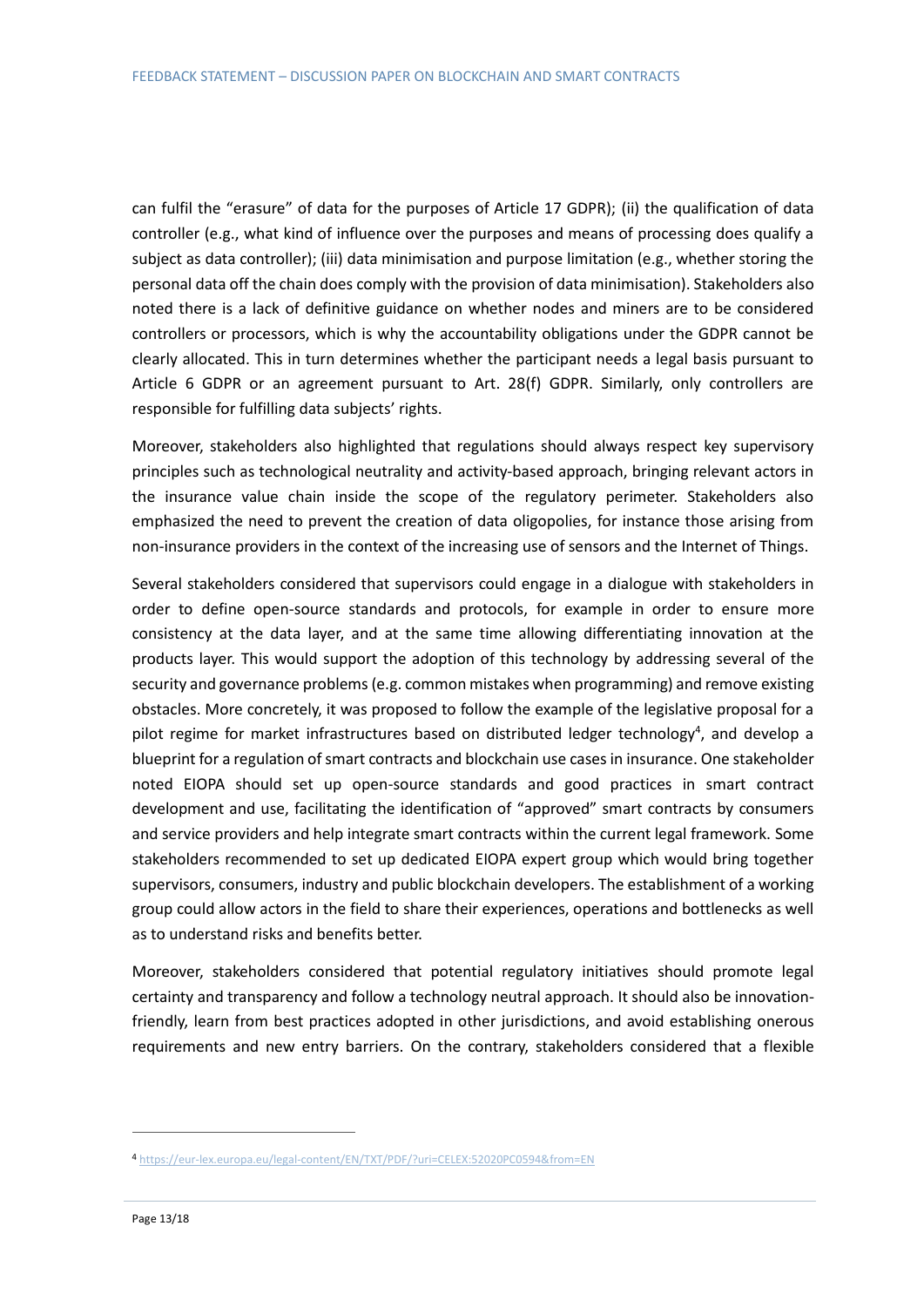can fulfil the "erasure" of data for the purposes of Article 17 GDPR); (ii) the qualification of data controller (e.g., what kind of influence over the purposes and means of processing does qualify a subject as data controller); (iii) data minimisation and purpose limitation (e.g., whether storing the personal data off the chain does comply with the provision of data minimisation). Stakeholders also noted there is a lack of definitive guidance on whether nodes and miners are to be considered controllers or processors, which is why the accountability obligations under the GDPR cannot be clearly allocated. This in turn determines whether the participant needs a legal basis pursuant to Article 6 GDPR or an agreement pursuant to Art. 28(f) GDPR. Similarly, only controllers are responsible for fulfilling data subjects' rights.

Moreover, stakeholders also highlighted that regulations should always respect key supervisory principles such as technological neutrality and activity-based approach, bringing relevant actors in the insurance value chain inside the scope of the regulatory perimeter. Stakeholders also emphasized the need to prevent the creation of data oligopolies, for instance those arising from non-insurance providers in the context of the increasing use of sensors and the Internet of Things.

Several stakeholders considered that supervisors could engage in a dialogue with stakeholders in order to define open-source standards and protocols, for example in order to ensure more consistency at the data layer, and at the same time allowing differentiating innovation at the products layer. This would support the adoption of this technology by addressing several of the security and governance problems (e.g. common mistakes when programming) and remove existing obstacles. More concretely, it was proposed to follow the example of the legislative proposal for a pilot regime for market infrastructures based on distributed ledger technology[4], and develop a blueprint for a regulation of smart contracts and blockchain use cases in insurance. One stakeholder noted EIOPA should set up open-source standards and good practices in smart contract development and use, facilitating the identification of "approved" smart contracts by consumers and service providers and help integrate smart contracts within the current legal framework. Some stakeholders recommended to set up dedicated EIOPA expert group which would bring together supervisors, consumers, industry and public blockchain developers. The establishment of a working group could allow actors in the field to share their experiences, operations and bottlenecks as well as to understand risks and benefits better.

Moreover, stakeholders considered that potential regulatory initiatives should promote legal certainty and transparency and follow a technology neutral approach. It should also be innovation-friendly, learn from best practices adopted in other jurisdictions, and avoid establishing onerous requirements and new entry barriers. On the contrary, stakeholders considered that a flexible

---

[4] https://eur-lex.europa.eu/legal-content/EN/TXT/PDF/?uri=CELEX:52020PC0594&from=EN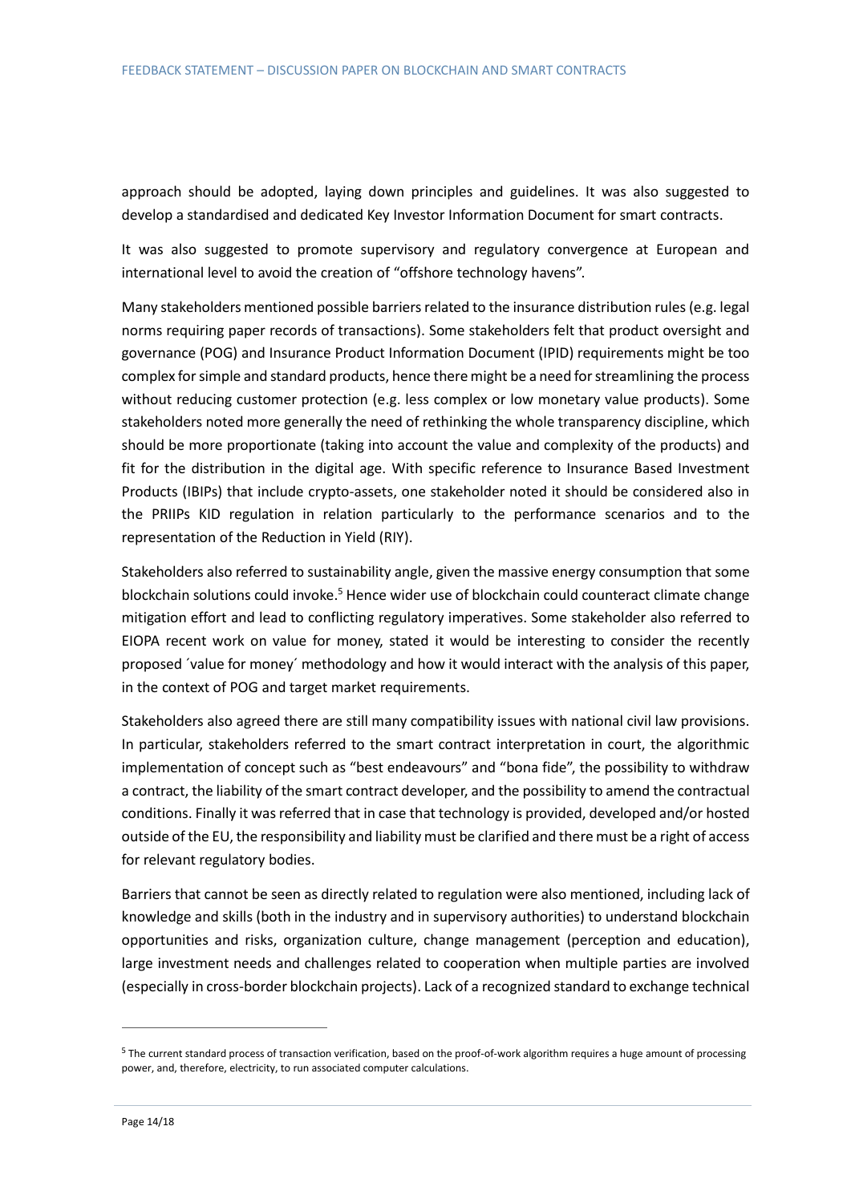approach should be adopted, laying down principles and guidelines. It was also suggested to develop a standardised and dedicated Key Investor Information Document for smart contracts.

It was also suggested to promote supervisory and regulatory convergence at European and international level to avoid the creation of "offshore technology havens".

Many stakeholders mentioned possible barriers related to the insurance distribution rules (e.g. legal norms requiring paper records of transactions). Some stakeholders felt that product oversight and governance (POG) and Insurance Product Information Document (IPID) requirements might be too complex for simple and standard products, hence there might be a need for streamlining the process without reducing customer protection (e.g. less complex or low monetary value products). Some stakeholders noted more generally the need of rethinking the whole transparency discipline, which should be more proportionate (taking into account the value and complexity of the products) and fit for the distribution in the digital age. With specific reference to Insurance Based Investment Products (IBIPs) that include crypto-assets, one stakeholder noted it should be considered also in the PRIIPs KID regulation in relation particularly to the performance scenarios and to the representation of the Reduction in Yield (RIY).

Stakeholders also referred to sustainability angle, given the massive energy consumption that some blockchain solutions could invoke.[5] Hence wider use of blockchain could counteract climate change mitigation effort and lead to conflicting regulatory imperatives. Some stakeholder also referred to EIOPA recent work on value for money, stated it would be interesting to consider the recently proposed ´value for money´ methodology and how it would interact with the analysis of this paper, in the context of POG and target market requirements.

Stakeholders also agreed there are still many compatibility issues with national civil law provisions. In particular, stakeholders referred to the smart contract interpretation in court, the algorithmic implementation of concept such as "best endeavours" and "bona fide", the possibility to withdraw a contract, the liability of the smart contract developer, and the possibility to amend the contractual conditions. Finally it was referred that in case that technology is provided, developed and/or hosted outside of the EU, the responsibility and liability must be clarified and there must be a right of access for relevant regulatory bodies.

Barriers that cannot be seen as directly related to regulation were also mentioned, including lack of knowledge and skills (both in the industry and in supervisory authorities) to understand blockchain opportunities and risks, organization culture, change management (perception and education), large investment needs and challenges related to cooperation when multiple parties are involved (especially in cross-border blockchain projects). Lack of a recognized standard to exchange technical

[5] The current standard process of transaction verification, based on the proof-of-work algorithm requires a huge amount of processing power, and, therefore, electricity, to run associated computer calculations.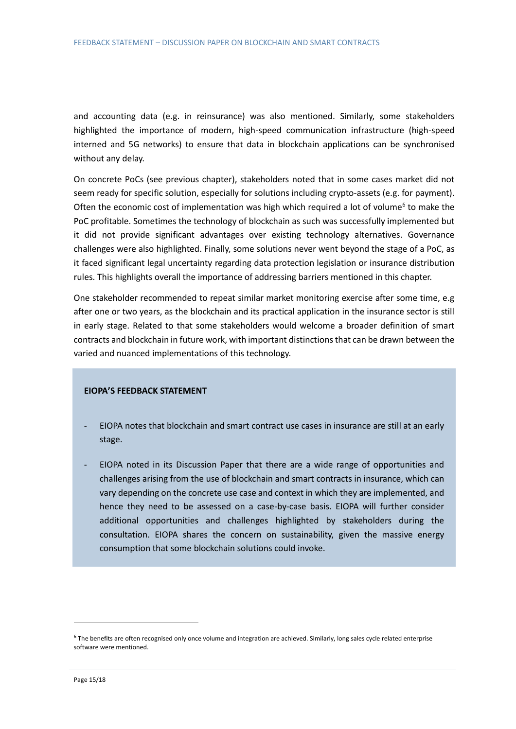and accounting data (e.g. in reinsurance) was also mentioned. Similarly, some stakeholders highlighted the importance of modern, high-speed communication infrastructure (high-speed interned and 5G networks) to ensure that data in blockchain applications can be synchronised without any delay.

On concrete PoCs (see previous chapter), stakeholders noted that in some cases market did not seem ready for specific solution, especially for solutions including crypto-assets (e.g. for payment). Often the economic cost of implementation was high which required a lot of volume[6] to make the PoC profitable. Sometimes the technology of blockchain as such was successfully implemented but it did not provide significant advantages over existing technology alternatives. Governance challenges were also highlighted. Finally, some solutions never went beyond the stage of a PoC, as it faced significant legal uncertainty regarding data protection legislation or insurance distribution rules. This highlights overall the importance of addressing barriers mentioned in this chapter.

One stakeholder recommended to repeat similar market monitoring exercise after some time, e.g after one or two years, as the blockchain and its practical application in the insurance sector is still in early stage. Related to that some stakeholders would welcome a broader definition of smart contracts and blockchain in future work, with important distinctions that can be drawn between the varied and nuanced implementations of this technology.

**EIOPA'S FEEDBACK STATEMENT**

- EIOPA notes that blockchain and smart contract use cases in insurance are still at an early stage.
- EIOPA noted in its Discussion Paper that there are a wide range of opportunities and challenges arising from the use of blockchain and smart contracts in insurance, which can vary depending on the concrete use case and context in which they are implemented, and hence they need to be assessed on a case-by-case basis. EIOPA will further consider additional opportunities and challenges highlighted by stakeholders during the consultation. EIOPA shares the concern on sustainability, given the massive energy consumption that some blockchain solutions could invoke.

[6] The benefits are often recognised only once volume and integration are achieved. Similarly, long sales cycle related enterprise software were mentioned.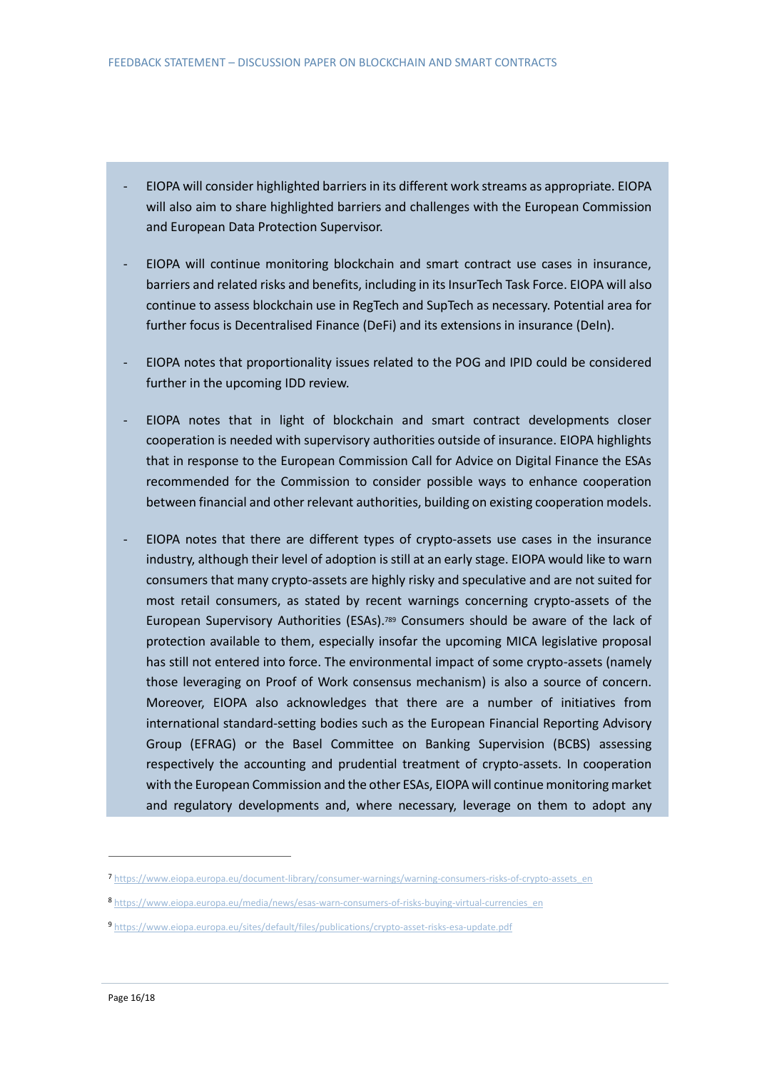- EIOPA will consider highlighted barriers in its different work streams as appropriate. EIOPA will also aim to share highlighted barriers and challenges with the European Commission and European Data Protection Supervisor.

- EIOPA will continue monitoring blockchain and smart contract use cases in insurance, barriers and related risks and benefits, including in its InsurTech Task Force. EIOPA will also continue to assess blockchain use in RegTech and SupTech as necessary. Potential area for further focus is Decentralised Finance (DeFi) and its extensions in insurance (DeIn).

- EIOPA notes that proportionality issues related to the POG and IPID could be considered further in the upcoming IDD review.

- EIOPA notes that in light of blockchain and smart contract developments closer cooperation is needed with supervisory authorities outside of insurance. EIOPA highlights that in response to the European Commission Call for Advice on Digital Finance the ESAs recommended for the Commission to consider possible ways to enhance cooperation between financial and other relevant authorities, building on existing cooperation models.

- EIOPA notes that there are different types of crypto-assets use cases in the insurance industry, although their level of adoption is still at an early stage. EIOPA would like to warn consumers that many crypto-assets are highly risky and speculative and are not suited for most retail consumers, as stated by recent warnings concerning crypto-assets of the European Supervisory Authorities (ESAs).[7][8][9] Consumers should be aware of the lack of protection available to them, especially insofar the upcoming MICA legislative proposal has still not entered into force. The environmental impact of some crypto-assets (namely those leveraging on Proof of Work consensus mechanism) is also a source of concern. Moreover, EIOPA also acknowledges that there are a number of initiatives from international standard-setting bodies such as the European Financial Reporting Advisory Group (EFRAG) or the Basel Committee on Banking Supervision (BCBS) assessing respectively the accounting and prudential treatment of crypto-assets. In cooperation with the European Commission and the other ESAs, EIOPA will continue monitoring market and regulatory developments and, where necessary, leverage on them to adopt any

---

[7] https://www.eiopa.europa.eu/document-library/consumer-warnings/warning-consumers-risks-of-crypto-assets_en

[8] https://www.eiopa.europa.eu/media/news/esas-warn-consumers-of-risks-buying-virtual-currencies_en

[9] https://www.eiopa.europa.eu/sites/default/files/publications/crypto-asset-risks-esa-update.pdf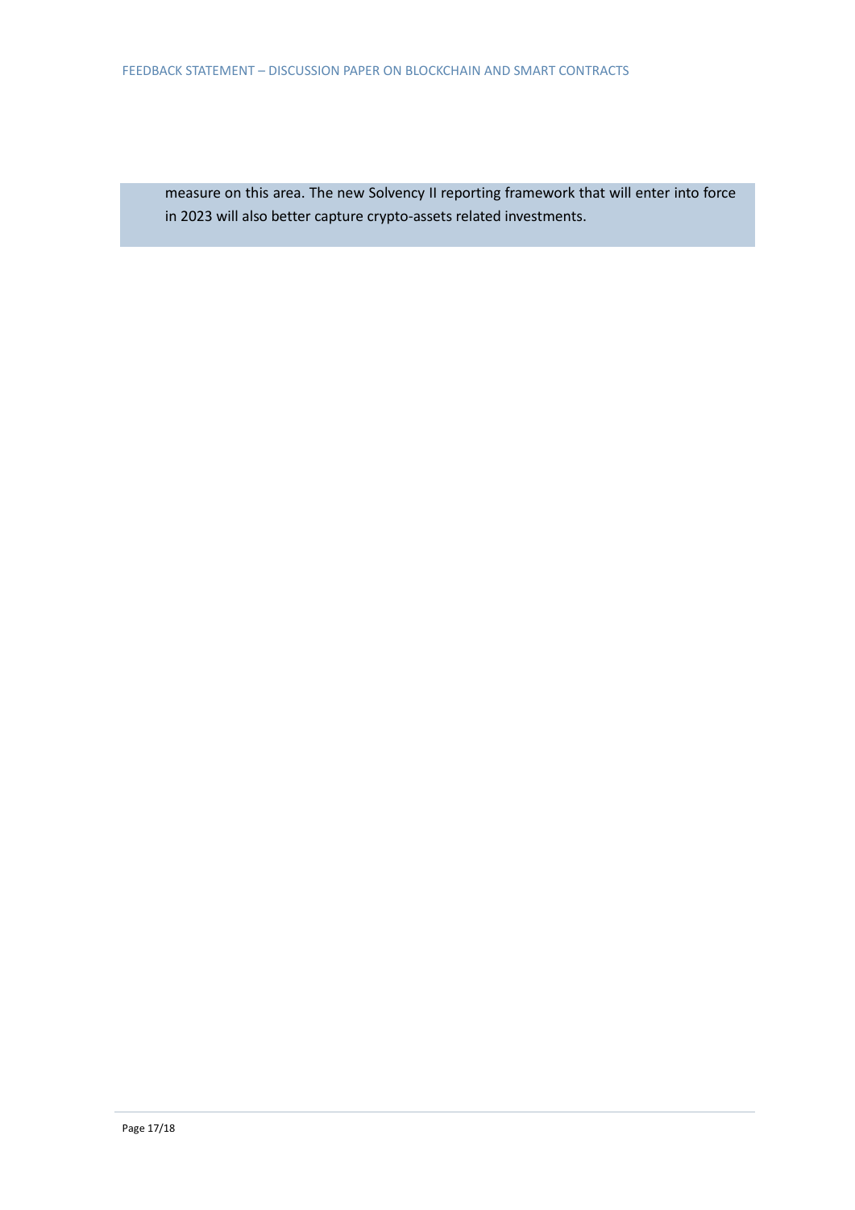measure on this area. The new Solvency II reporting framework that will enter into force in 2023 will also better capture crypto-assets related investments.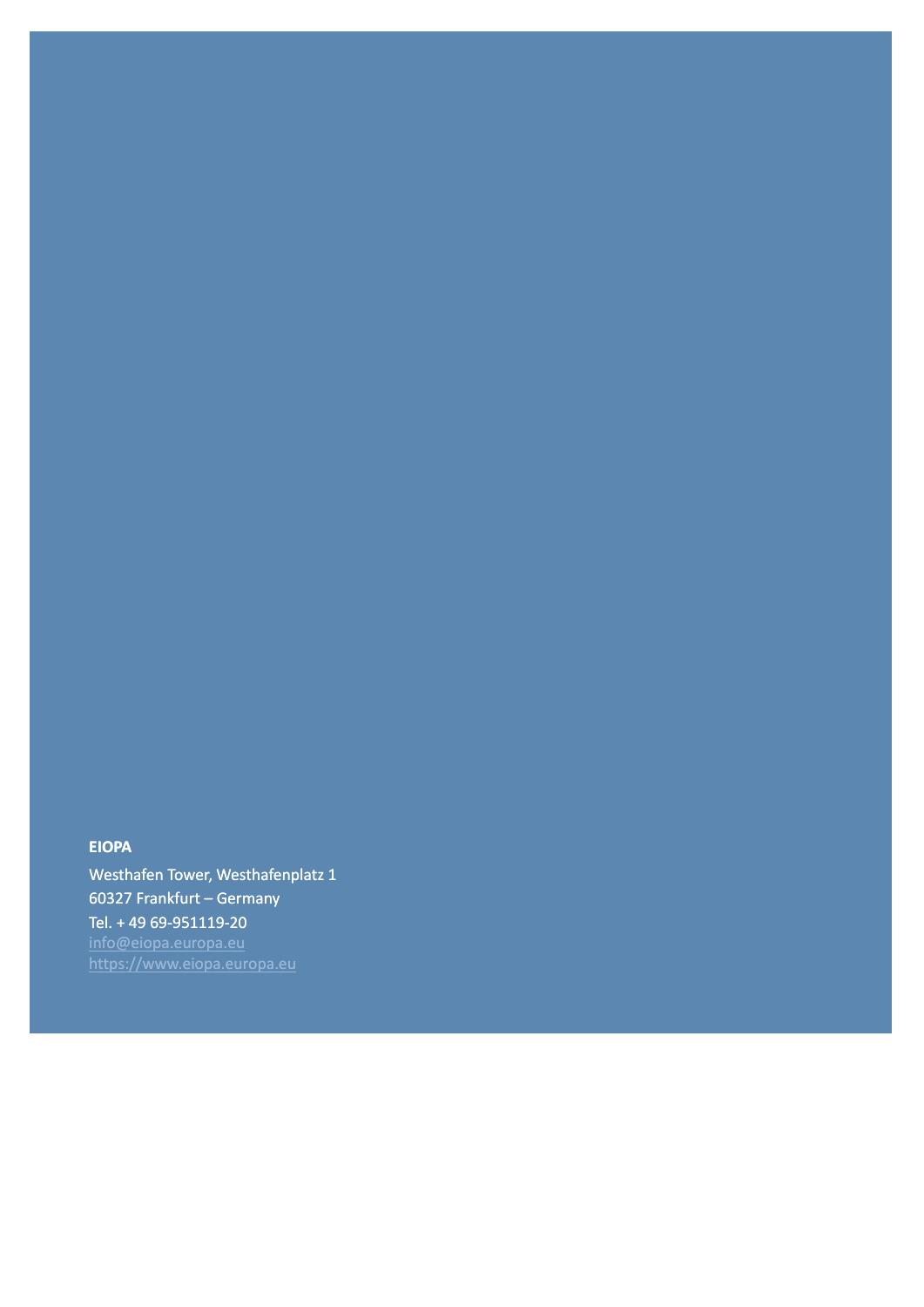**EIOPA**

Westhafen Tower, Westhafenplatz 1
60327 Frankfurt – Germany
Tel. + 49 69-951119-20
info@eiopa.europa.eu
https://www.eiopa.europa.eu